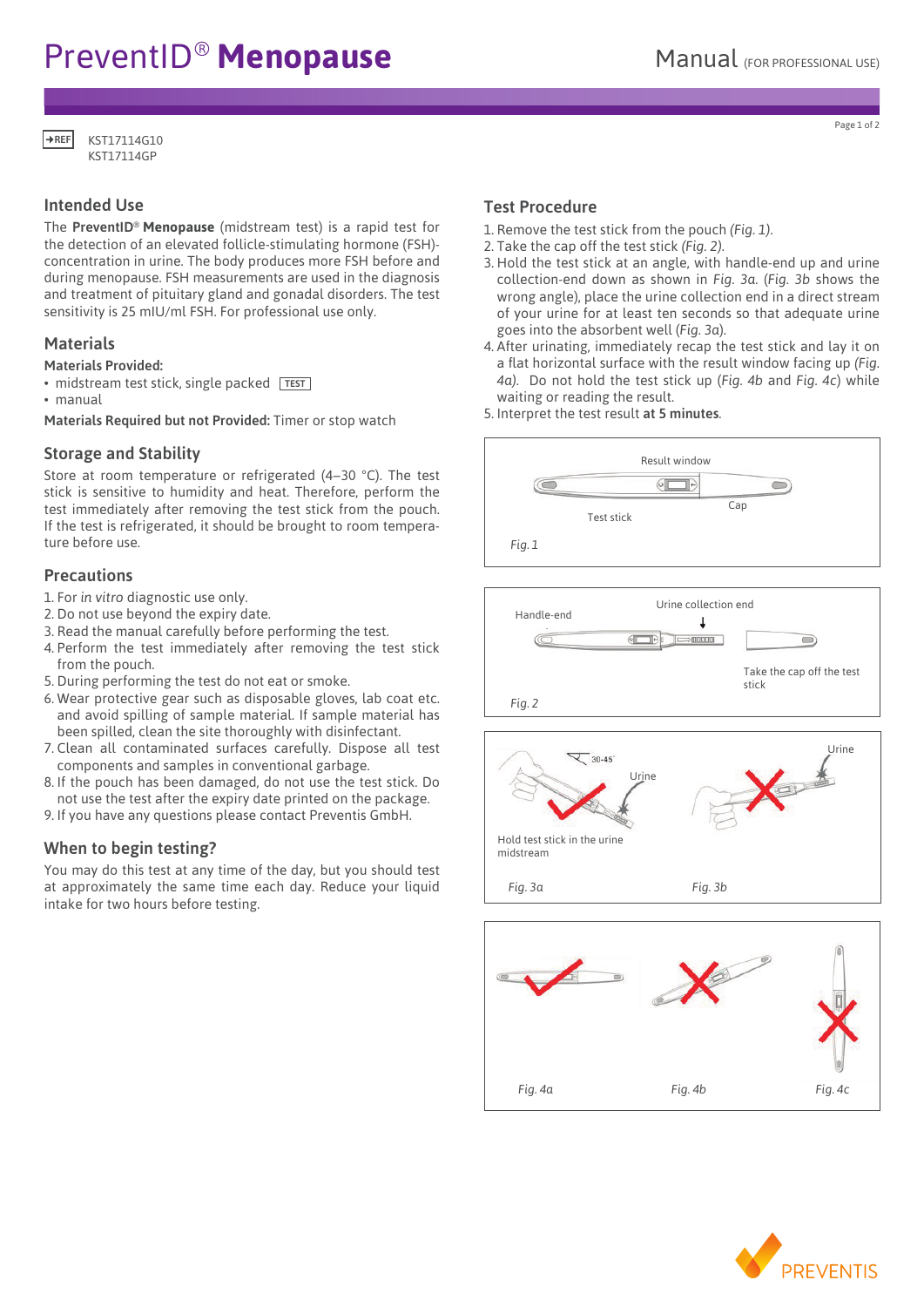# PreventID® **Menopause**

Manual (FOR PROFESSIONAL USE)

REF KST17114G10
KST17114GP

## Intended Use

The **PreventID® Menopause** (midstream test) is a rapid test for the detection of an elevated follicle-stimulating hormone (FSH)-concentration in urine. The body produces more FSH before and during menopause. FSH measurements are used in the diagnosis and treatment of pituitary gland and gonadal disorders. The test sensitivity is 25 mIU/ml FSH. For professional use only.

## Materials

**Materials Provided:**

- midstream test stick, single packed TEST
- manual

**Materials Required but not Provided:** Timer or stop watch

## Storage and Stability

Store at room temperature or refrigerated (4–30 °C). The test stick is sensitive to humidity and heat. Therefore, perform the test immediately after removing the test stick from the pouch. If the test is refrigerated, it should be brought to room temperature before use.

## Precautions

1. For *in vitro* diagnostic use only.
2. Do not use beyond the expiry date.
3. Read the manual carefully before performing the test.
4. Perform the test immediately after removing the test stick from the pouch.
5. During performing the test do not eat or smoke.
6. Wear protective gear such as disposable gloves, lab coat etc. and avoid spilling of sample material. If sample material has been spilled, clean the site thoroughly with disinfectant.
7. Clean all contaminated surfaces carefully. Dispose all test components and samples in conventional garbage.
8. If the pouch has been damaged, do not use the test stick. Do not use the test after the expiry date printed on the package.
9. If you have any questions please contact Preventis GmbH.

## When to begin testing?

You may do this test at any time of the day, but you should test at approximately the same time each day. Reduce your liquid intake for two hours before testing.

## Test Procedure

1. Remove the test stick from the pouch *(Fig. 1)*.
2. Take the cap off the test stick *(Fig. 2)*.
3. Hold the test stick at an angle, with handle-end up and urine collection-end down as shown in *Fig. 3a*. (*Fig. 3b* shows the wrong angle), place the urine collection end in a direct stream of your urine for at least ten seconds so that adequate urine goes into the absorbent well (*Fig. 3a*).
4. After urinating, immediately recap the test stick and lay it on a flat horizontal surface with the result window facing up (*Fig. 4a*). Do not hold the test stick up (*Fig. 4b* and *Fig. 4c*) while waiting or reading the result.
5. Interpret the test result **at 5 minutes**.

Result window; Test stick; Cap

*Fig. 1*

Handle-end; Urine collection end; Take the cap off the test stick

*Fig. 2*

30-45°; Urine; Hold test stick in the urine midstream; Urine

*Fig. 3a* *Fig. 3b*

*Fig. 4a* *Fig. 4b* *Fig. 4c*

PREVENTIS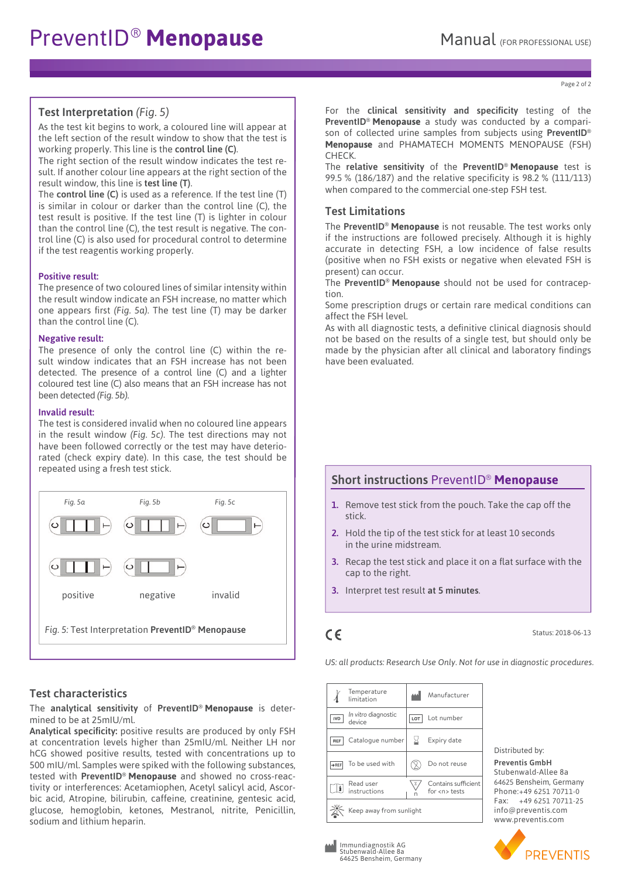# PreventID® **Menopause** — Manual (FOR PROFESSIONAL USE)

## Test Interpretation *(Fig. 5)*

As the test kit begins to work, a coloured line will appear at the left section of the result window to show that the test is working properly. This line is the **control line (C)**.

The right section of the result window indicates the test result. If another colour line appears at the right section of the result window, this line is **test line (T)**.

The **control line (C)** is used as a reference. If the test line (T) is similar in colour or darker than the control line (C), the test result is positive. If the test line (T) is lighter in colour than the control line (C), the test result is negative. The control line (C) is also used for procedural control to determine if the test reagentis working properly.

**Positive result:**

The presence of two coloured lines of similar intensity within the result window indicate an FSH increase, no matter which one appears first *(Fig. 5a)*. The test line (T) may be darker than the control line (C).

**Negative result:**

The presence of only the control line (C) within the result window indicates that an FSH increase has not been detected. The presence of a control line (C) and a lighter coloured test line (C) also means that an FSH increase has not been detected *(Fig. 5b)*.

**Invalid result:**

The test is considered invalid when no coloured line appears in the result window *(Fig. 5c)*. The test directions may not have been followed correctly or the test may have deteriorated (check expiry date). In this case, the test should be repeated using a fresh test stick.

Fig. 5a — positive
Fig. 5b — negative
Fig. 5c — invalid

*Fig. 5:* Test Interpretation **PreventID® Menopause**

## Test characteristics

The **analytical sensitivity** of **PreventID® Menopause** is determined to be at 25mIU/ml.

**Analytical specificity:** positive results are produced by only FSH at concentration levels higher than 25mIU/ml. Neither LH nor hCG showed positive results, tested with concentrations up to 500 mIU/ml. Samples were spiked with the following substances, tested with **PreventID® Menopause** and showed no cross-reactivity or interferences: Acetamiophen, Acetyl salicyl acid, Ascorbic acid, Atropine, bilirubin, caffeine, creatinine, gentesic acid, glucose, hemoglobin, ketones, Mestranol, nitrite, Penicillin, sodium and lithium heparin.

For the **clinical sensitivity and specificity** testing of the **PreventID® Menopause** a study was conducted by a comparison of collected urine samples from subjects using **PreventID® Menopause** and PHAMATECH MOMENTS MENOPAUSE (FSH) CHECK.

The **relative sensitivity** of the **PreventID® Menopause** test is 99.5 % (186/187) and the relative specificity is 98.2 % (111/113) when compared to the commercial one-step FSH test.

## Test Limitations

The **PreventID® Menopause** is not reusable. The test works only if the instructions are followed precisely. Although it is highly accurate in detecting FSH, a low incidence of false results (positive when no FSH exists or negative when elevated FSH is present) can occur.

The **PreventID® Menopause** should not be used for contraception.

Some prescription drugs or certain rare medical conditions can affect the FSH level.

As with all diagnostic tests, a definitive clinical diagnosis should not be based on the results of a single test, but should only be made by the physician after all clinical and laboratory findings have been evaluated.

## Short instructions PreventID® **Menopause**

1. Remove test stick from the pouch. Take the cap off the stick.
2. Hold the tip of the test stick for at least 10 seconds in the urine midstream.
3. Recap the test stick and place it on a flat surface with the cap to the right.
3. Interpret test result **at 5 minutes**.

CE

Status: 2018-06-13

*US: all products: Research Use Only. Not for use in diagnostic procedures.*

| | |
|---|---|
| Temperature limitation | Manufacturer |
| *In vitro* diagnostic device (IVD) | Lot number (LOT) |
| Catalogue number (REF) | Expiry date |
| To be used with (→REF) | Do not reuse |
| Read user instructions | Contains sufficient for <n> tests |
| Keep away from sunlight | |

Immundiagnostik AG
Stubenwald-Allee 8a
64625 Bensheim, Germany

Distributed by:
**Preventis GmbH**
Stubenwald-Allee 8a
64625 Bensheim, Germany
Phone:+49 6251 70711-0
Fax: +49 6251 70711-25
info@preventis.com
www.preventis.com

PREVENTIS